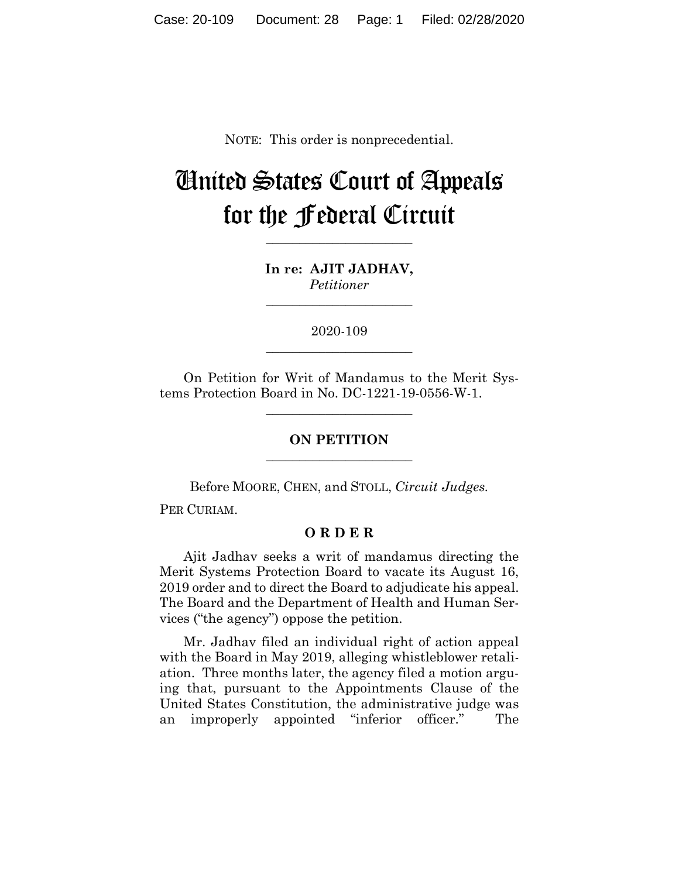NOTE: This order is nonprecedential.

# United States Court of Appeals for the Federal Circuit

---

**In re: AJIT JADHAV,**
*Petitioner*

---

2020-109

---

On Petition for Writ of Mandamus to the Merit Systems Protection Board in No. DC-1221-19-0556-W-1.

---

**ON PETITION**

---

Before MOORE, CHEN, and STOLL, *Circuit Judges.*

PER CURIAM.

**O R D E R**

Ajit Jadhav seeks a writ of mandamus directing the Merit Systems Protection Board to vacate its August 16, 2019 order and to direct the Board to adjudicate his appeal. The Board and the Department of Health and Human Services ("the agency") oppose the petition.

Mr. Jadhav filed an individual right of action appeal with the Board in May 2019, alleging whistleblower retaliation. Three months later, the agency filed a motion arguing that, pursuant to the Appointments Clause of the United States Constitution, the administrative judge was an improperly appointed "inferior officer." The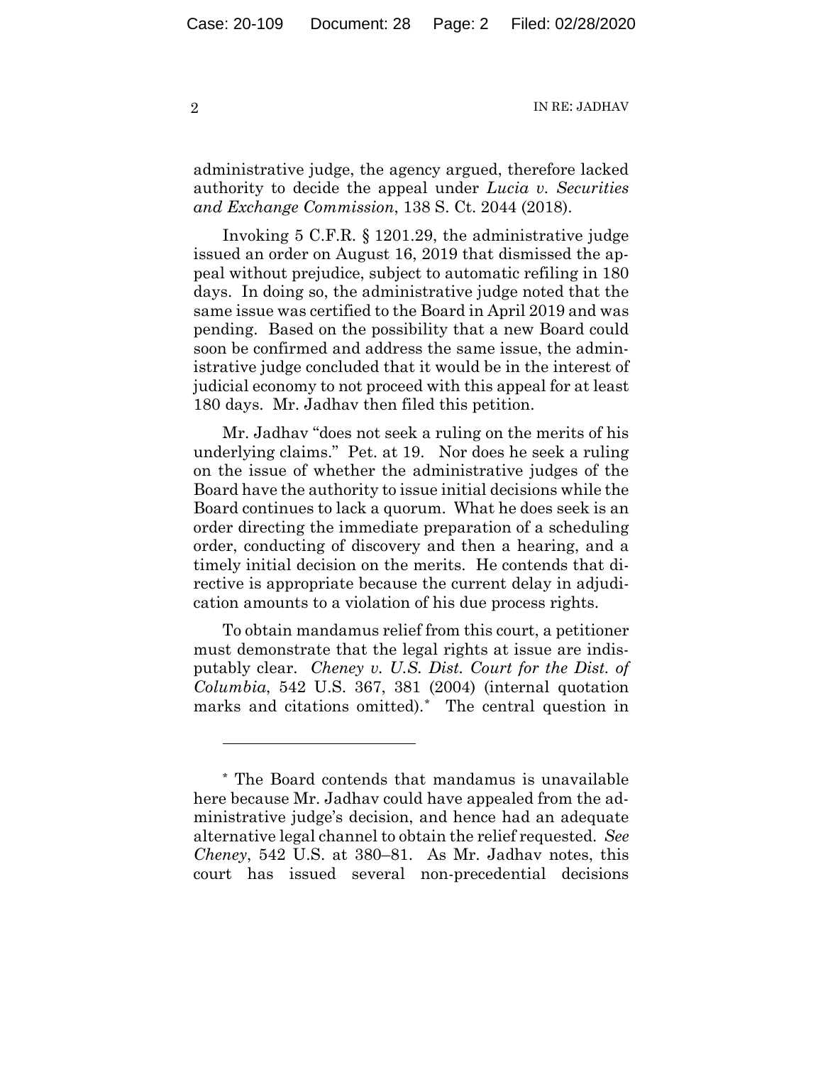administrative judge, the agency argued, therefore lacked authority to decide the appeal under *Lucia v. Securities and Exchange Commission*, 138 S. Ct. 2044 (2018).

Invoking 5 C.F.R. § 1201.29, the administrative judge issued an order on August 16, 2019 that dismissed the appeal without prejudice, subject to automatic refiling in 180 days. In doing so, the administrative judge noted that the same issue was certified to the Board in April 2019 and was pending. Based on the possibility that a new Board could soon be confirmed and address the same issue, the administrative judge concluded that it would be in the interest of judicial economy to not proceed with this appeal for at least 180 days. Mr. Jadhav then filed this petition.

Mr. Jadhav "does not seek a ruling on the merits of his underlying claims." Pet. at 19. Nor does he seek a ruling on the issue of whether the administrative judges of the Board have the authority to issue initial decisions while the Board continues to lack a quorum. What he does seek is an order directing the immediate preparation of a scheduling order, conducting of discovery and then a hearing, and a timely initial decision on the merits. He contends that directive is appropriate because the current delay in adjudication amounts to a violation of his due process rights.

To obtain mandamus relief from this court, a petitioner must demonstrate that the legal rights at issue are indisputably clear. *Cheney v. U.S. Dist. Court for the Dist. of Columbia*, 542 U.S. 367, 381 (2004) (internal quotation marks and citations omitted).[*] The central question in

---

[*] The Board contends that mandamus is unavailable here because Mr. Jadhav could have appealed from the administrative judge's decision, and hence had an adequate alternative legal channel to obtain the relief requested. *See Cheney*, 542 U.S. at 380–81. As Mr. Jadhav notes, this court has issued several non-precedential decisions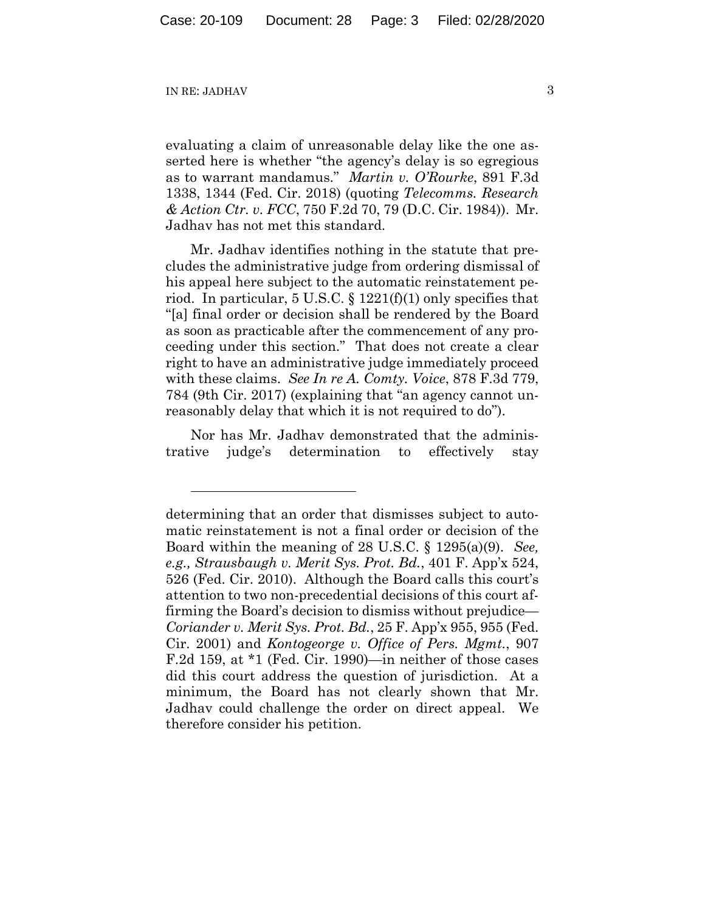evaluating a claim of unreasonable delay like the one asserted here is whether "the agency's delay is so egregious as to warrant mandamus." *Martin v. O'Rourke*, 891 F.3d 1338, 1344 (Fed. Cir. 2018) (quoting *Telecomms. Research & Action Ctr. v. FCC*, 750 F.2d 70, 79 (D.C. Cir. 1984)). Mr. Jadhav has not met this standard.

Mr. Jadhav identifies nothing in the statute that precludes the administrative judge from ordering dismissal of his appeal here subject to the automatic reinstatement period. In particular, 5 U.S.C. § 1221(f)(1) only specifies that "[a] final order or decision shall be rendered by the Board as soon as practicable after the commencement of any proceeding under this section." That does not create a clear right to have an administrative judge immediately proceed with these claims. *See In re A. Comty. Voice*, 878 F.3d 779, 784 (9th Cir. 2017) (explaining that "an agency cannot unreasonably delay that which it is not required to do").

Nor has Mr. Jadhav demonstrated that the administrative judge's determination to effectively stay

---

determining that an order that dismisses subject to automatic reinstatement is not a final order or decision of the Board within the meaning of 28 U.S.C. § 1295(a)(9). *See, e.g., Strausbaugh v. Merit Sys. Prot. Bd.*, 401 F. App'x 524, 526 (Fed. Cir. 2010). Although the Board calls this court's attention to two non-precedential decisions of this court affirming the Board's decision to dismiss without prejudice—*Coriander v. Merit Sys. Prot. Bd.*, 25 F. App'x 955, 955 (Fed. Cir. 2001) and *Kontogeorge v. Office of Pers. Mgmt.*, 907 F.2d 159, at *1 (Fed. Cir. 1990)—in neither of those cases did this court address the question of jurisdiction. At a minimum, the Board has not clearly shown that Mr. Jadhav could challenge the order on direct appeal. We therefore consider his petition.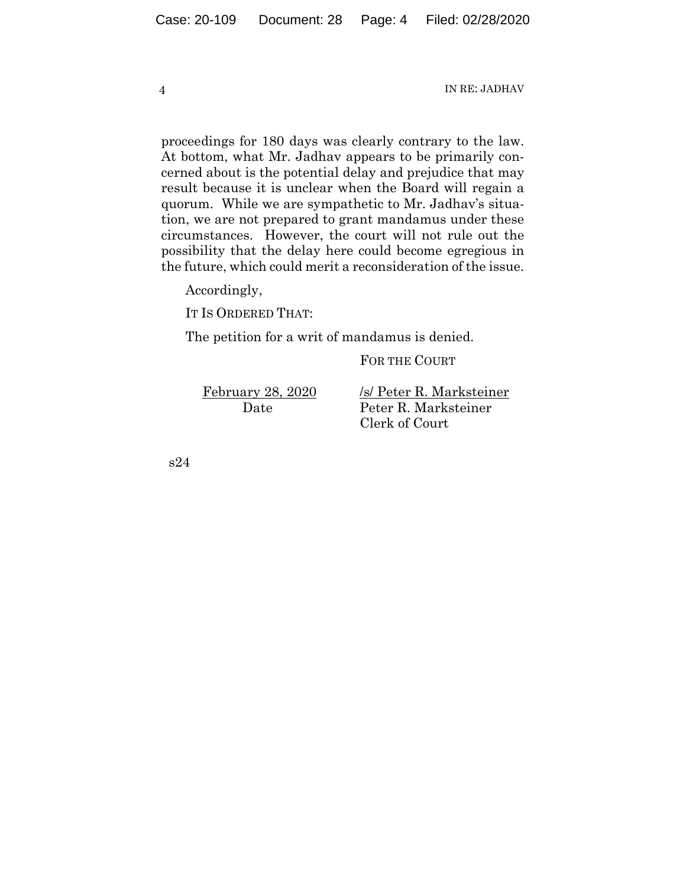proceedings for 180 days was clearly contrary to the law. At bottom, what Mr. Jadhav appears to be primarily concerned about is the potential delay and prejudice that may result because it is unclear when the Board will regain a quorum. While we are sympathetic to Mr. Jadhav's situation, we are not prepared to grant mandamus under these circumstances. However, the court will not rule out the possibility that the delay here could become egregious in the future, which could merit a reconsideration of the issue.

Accordingly,

IT IS ORDERED THAT:

The petition for a writ of mandamus is denied.

FOR THE COURT

| | |
|---|---|
| February 28, 2020 | /s/ Peter R. Marksteiner |
| Date | Peter R. Marksteiner<br>Clerk of Court |

s24